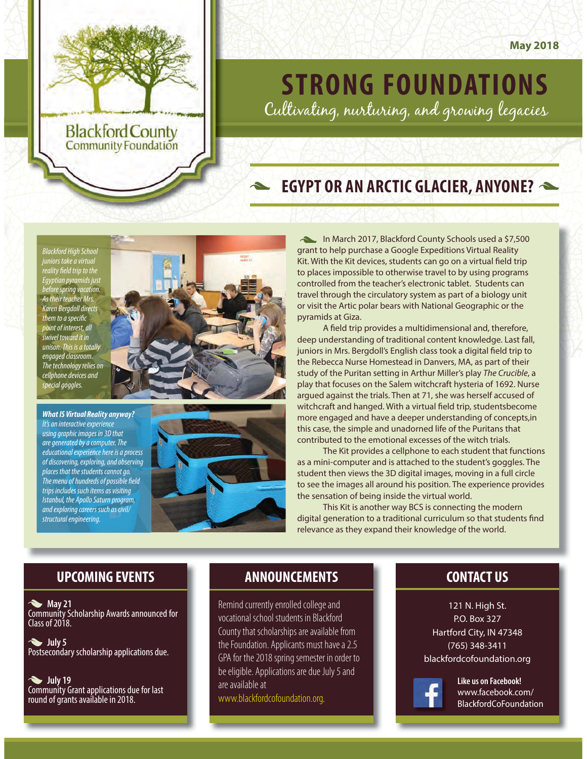May 2018

# STRONG FOUNDATIONS

Cultivating, nurturing, and growing legacies

Blackford County Community Foundation

## EGYPT OR AN ARCTIC GLACIER, ANYONE?

*Blackford High School juniors take a virtual reality field trip to the Egyptian pyramids just before spring vacation. As their teacher Mrs. Karen Bergdoll directs them to a specific point of interest, all swivel toward it in unison. This is a totally engaged classroom. The technology relies on cellphone devices and special goggles.*

***What IS Virtual Reality anyway?***
*It's an interactive experience using graphic images in 3D that are generated by a computer. The educational experience here is a process of discovering, exploring, and observing places that the students cannot go. The menu of hundreds of possible field trips includes such items as visiting Istanbul, the Apollo Saturn program, and exploring careers such as civil/structural engineering.*

In March 2017, Blackford County Schools used a $7,500 grant to help purchase a Google Expeditions Virtual Reality Kit. With the Kit devices, students can go on a virtual field trip to places impossible to otherwise travel to by using programs controlled from the teacher's electronic tablet. Students can travel through the circulatory system as part of a biology unit or visit the Artic polar bears with National Geographic or the pyramids at Giza.

A field trip provides a multidimensional and, therefore, deep understanding of traditional content knowledge. Last fall, juniors in Mrs. Bergdoll's English class took a digital field trip to the Rebecca Nurse Homestead in Danvers, MA, as part of their study of the Puritan setting in Arthur Miller's play *The Crucible*, a play that focuses on the Salem witchcraft hysteria of 1692. Nurse argued against the trials. Then at 71, she was herself accused of witchcraft and hanged. With a virtual field trip, studentsbecome more engaged and have a deeper understanding of concepts,in this case, the simple and unadorned life of the Puritans that contributed to the emotional excesses of the witch trials.

The Kit provides a cellphone to each student that functions as a mini-computer and is attached to the student's goggles. The student then views the 3D digital images, moving in a full circle to see the images all around his position. The experience provides the sensation of being inside the virtual world.

This Kit is another way BCS is connecting the modern digital generation to a traditional curriculum so that students find relevance as they expand their knowledge of the world.

## UPCOMING EVENTS

**May 21**
Community Scholarship Awards announced for Class of 2018.

**July 5**
Postsecondary scholarship applications due.

**July 19**
Community Grant applications due for last round of grants available in 2018.

## ANNOUNCEMENTS

Remind currently enrolled college and vocational school students in Blackford County that scholarships are available from the Foundation. Applicants must have a 2.5 GPA for the 2018 spring semester in order to be eligible. Applications are due July 5 and are available at www.blackfordcofoundation.org.

## CONTACT US

121 N. High St.
P.O. Box 327
Hartford City, IN 47348
(765) 348-3411
blackfordcofoundation.org

**Like us on Facebook!**
www.facebook.com/BlackfordCoFoundation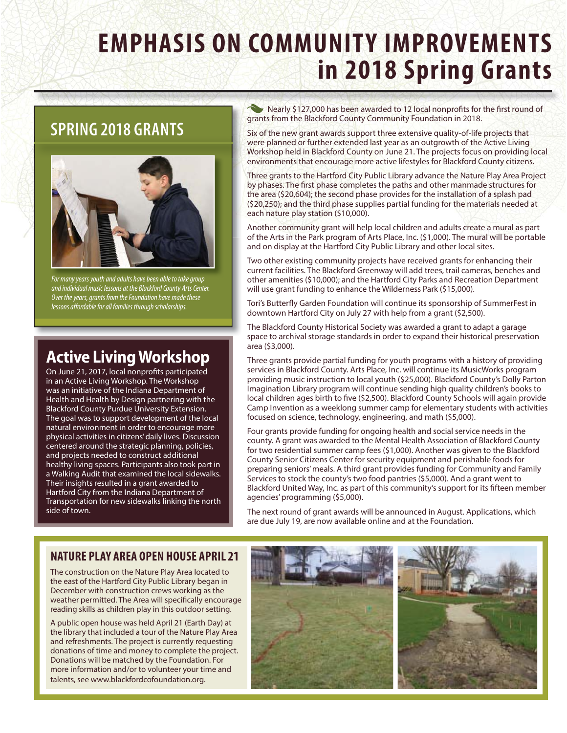# EMPHASIS ON COMMUNITY IMPROVEMENTS in 2018 Spring Grants

Nearly $127,000 has been awarded to 12 local nonprofits for the first round of grants from the Blackford County Community Foundation in 2018.

Six of the new grant awards support three extensive quality-of-life projects that were planned or further extended last year as an outgrowth of the Active Living Workshop held in Blackford County on June 21. The projects focus on providing local environments that encourage more active lifestyles for Blackford County citizens.

Three grants to the Hartford City Public Library advance the Nature Play Area Project by phases. The first phase completes the paths and other manmade structures for the area ($20,604); the second phase provides for the installation of a splash pad ($20,250); and the third phase supplies partial funding for the materials needed at each nature play station ($10,000).

Another community grant will help local children and adults create a mural as part of the Arts in the Park program of Arts Place, Inc. ($1,000). The mural will be portable and on display at the Hartford City Public Library and other local sites.

Two other existing community projects have received grants for enhancing their current facilities. The Blackford Greenway will add trees, trail cameras, benches and other amenities ($10,000); and the Hartford City Parks and Recreation Department will use grant funding to enhance the Wilderness Park ($15,000).

Tori's Butterfly Garden Foundation will continue its sponsorship of SummerFest in downtown Hartford City on July 27 with help from a grant ($2,500).

The Blackford County Historical Society was awarded a grant to adapt a garage space to archival storage standards in order to expand their historical preservation area ($3,000).

Three grants provide partial funding for youth programs with a history of providing services in Blackford County. Arts Place, Inc. will continue its MusicWorks program providing music instruction to local youth ($25,000). Blackford County's Dolly Parton Imagination Library program will continue sending high quality children's books to local children ages birth to five ($2,500). Blackford County Schools will again provide Camp Invention as a weeklong summer camp for elementary students with activities focused on science, technology, engineering, and math ($5,000).

Four grants provide funding for ongoing health and social service needs in the county. A grant was awarded to the Mental Health Association of Blackford County for two residential summer camp fees ($1,000). Another was given to the Blackford County Senior Citizens Center for security equipment and perishable foods for preparing seniors' meals. A third grant provides funding for Community and Family Services to stock the county's two food pantries ($5,000). And a grant went to Blackford United Way, Inc. as part of this community's support for its fifteen member agencies' programming ($5,000).

The next round of grant awards will be announced in August. Applications, which are due July 19, are now available online and at the Foundation.

## SPRING 2018 GRANTS

*For many years youth and adults have been able to take group and individual music lessons at the Blackford County Arts Center. Over the years, grants from the Foundation have made these lessons affordable for all families through scholarships.*

## Active Living Workshop

On June 21, 2017, local nonprofits participated in an Active Living Workshop. The Workshop was an initiative of the Indiana Department of Health and Health by Design partnering with the Blackford County Purdue University Extension. The goal was to support development of the local natural environment in order to encourage more physical activities in citizens' daily lives. Discussion centered around the strategic planning, policies, and projects needed to construct additional healthy living spaces. Participants also took part in a Walking Audit that examined the local sidewalks. Their insights resulted in a grant awarded to Hartford City from the Indiana Department of Transportation for new sidewalks linking the north side of town.

## NATURE PLAY AREA OPEN HOUSE APRIL 21

The construction on the Nature Play Area located to the east of the Hartford City Public Library began in December with construction crews working as the weather permitted. The Area will specifically encourage reading skills as children play in this outdoor setting.

A public open house was held April 21 (Earth Day) at the library that included a tour of the Nature Play Area and refreshments. The project is currently requesting donations of time and money to complete the project. Donations will be matched by the Foundation. For more information and/or to volunteer your time and talents, see www.blackfordcofoundation.org.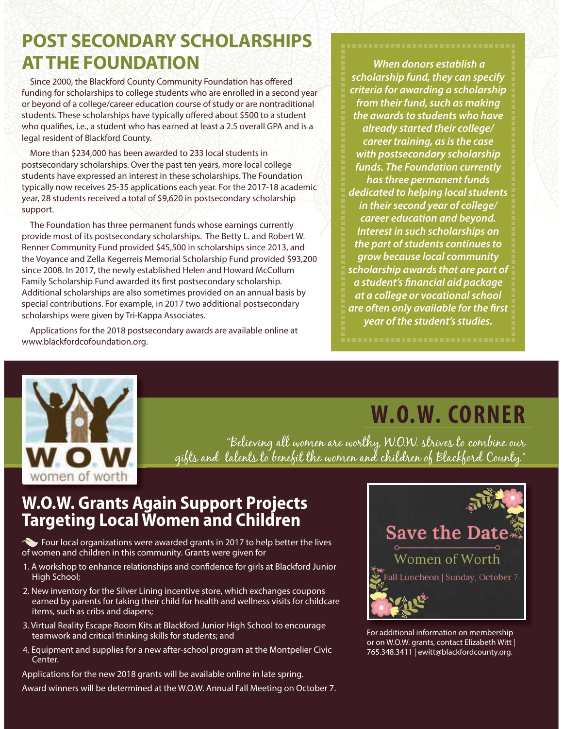# POST SECONDARY SCHOLARSHIPS AT THE FOUNDATION

Since 2000, the Blackford County Community Foundation has offered funding for scholarships to college students who are enrolled in a second year or beyond of a college/career education course of study or are nontraditional students. These scholarships have typically offered about $500 to a student who qualifies, i.e., a student who has earned at least a 2.5 overall GPA and is a legal resident of Blackford County.

More than $234,000 has been awarded to 233 local students in postsecondary scholarships. Over the past ten years, more local college students have expressed an interest in these scholarships. The Foundation typically now receives 25-35 applications each year. For the 2017-18 academic year, 28 students received a total of $9,620 in postsecondary scholarship support.

The Foundation has three permanent funds whose earnings currently provide most of its postsecondary scholarships. The Betty L. and Robert W. Renner Community Fund provided $45,500 in scholarships since 2013, and the Voyance and Zella Kegerreis Memorial Scholarship Fund provided $93,200 since 2008. In 2017, the newly established Helen and Howard McCollum Family Scholarship Fund awarded its first postsecondary scholarship. Additional scholarships are also sometimes provided on an annual basis by special contributions. For example, in 2017 two additional postsecondary scholarships were given by Tri-Kappa Associates.

Applications for the 2018 postsecondary awards are available online at www.blackfordcofoundation.org.

***When donors establish a scholarship fund, they can specify criteria for awarding a scholarship from their fund, such as making the awards to students who have already started their college/ career training, as is the case with postsecondary scholarship funds. The Foundation currently has three permanent funds dedicated to helping local students in their second year of college/ career education and beyond. Interest in such scholarships on the part of students continues to grow because local community scholarship awards that are part of a student's financial aid package at a college or vocational school are often only available for the first year of the student's studies.***

W.O.W. women of worth

# W.O.W. CORNER

*"Believing all women are worthy, W.O.W. strives to combine our gifts and talents to benefit the women and children of Blackford County."*

## W.O.W. Grants Again Support Projects Targeting Local Women and Children

Four local organizations were awarded grants in 2017 to help better the lives of women and children in this community. Grants were given for

1. A workshop to enhance relationships and confidence for girls at Blackford Junior High School;
2. New inventory for the Silver Lining incentive store, which exchanges coupons earned by parents for taking their child for health and wellness visits for childcare items, such as cribs and diapers;
3. Virtual Reality Escape Room Kits at Blackford Junior High School to encourage teamwork and critical thinking skills for students; and
4. Equipment and supplies for a new after-school program at the Montpelier Civic Center.

Applications for the new 2018 grants will be available online in late spring.

Award winners will be determined at the W.O.W. Annual Fall Meeting on October 7.

**Save the Date**

Women of Worth

Fall Luncheon | Sunday, October 7

For additional information on membership or on W.O.W. grants, contact Elizabeth Witt | 765.348.3411 | ewitt@blackfordcounty.org.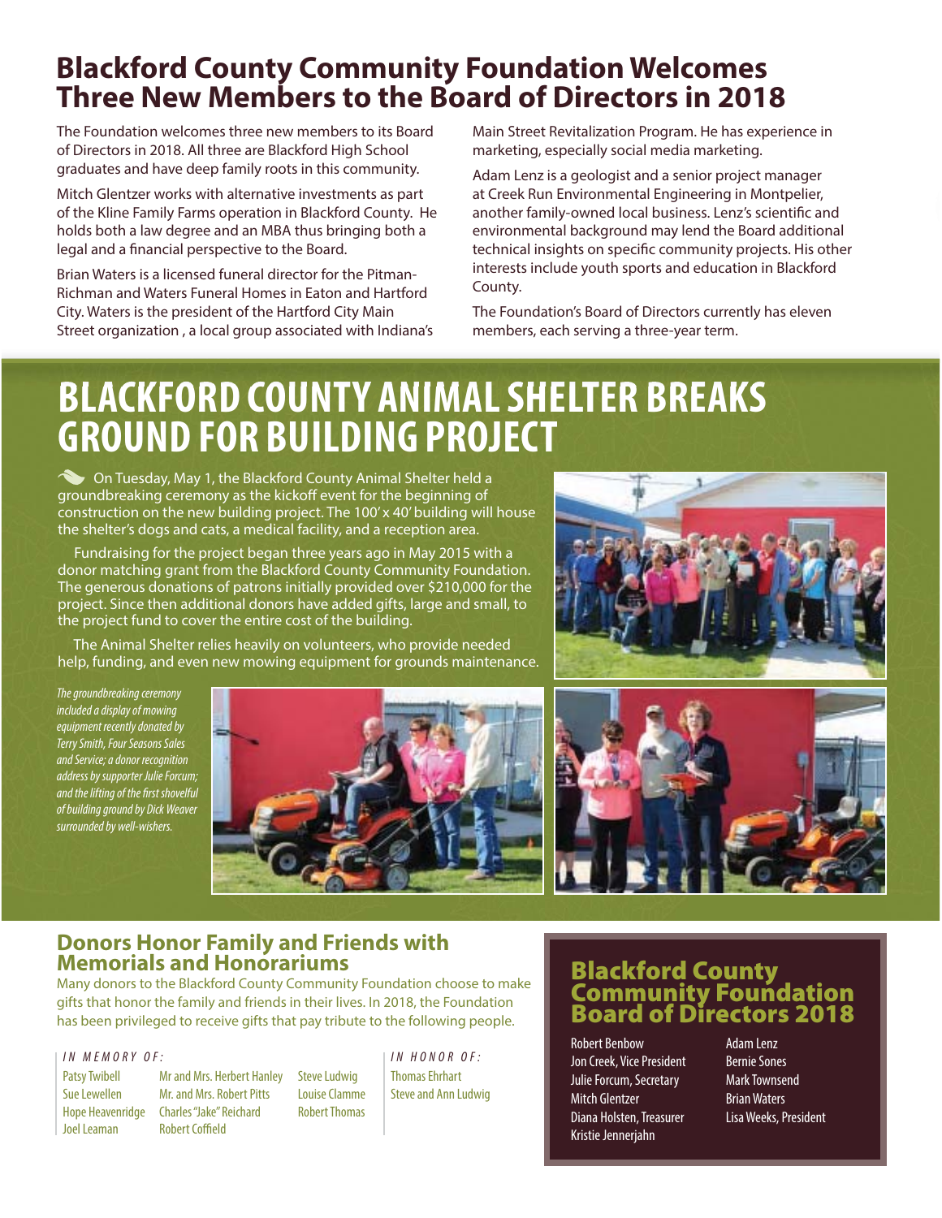# Blackford County Community Foundation Welcomes Three New Members to the Board of Directors in 2018

The Foundation welcomes three new members to its Board of Directors in 2018. All three are Blackford High School graduates and have deep family roots in this community.

Mitch Glentzer works with alternative investments as part of the Kline Family Farms operation in Blackford County. He holds both a law degree and an MBA thus bringing both a legal and a financial perspective to the Board.

Brian Waters is a licensed funeral director for the Pitman-Richman and Waters Funeral Homes in Eaton and Hartford City. Waters is the president of the Hartford City Main Street organization , a local group associated with Indiana's Main Street Revitalization Program. He has experience in marketing, especially social media marketing.

Adam Lenz is a geologist and a senior project manager at Creek Run Environmental Engineering in Montpelier, another family-owned local business. Lenz's scientific and environmental background may lend the Board additional technical insights on specific community projects. His other interests include youth sports and education in Blackford County.

The Foundation's Board of Directors currently has eleven members, each serving a three-year term.

# BLACKFORD COUNTY ANIMAL SHELTER BREAKS GROUND FOR BUILDING PROJECT

On Tuesday, May 1, the Blackford County Animal Shelter held a groundbreaking ceremony as the kickoff event for the beginning of construction on the new building project. The 100' x 40' building will house the shelter's dogs and cats, a medical facility, and a reception area.

Fundraising for the project began three years ago in May 2015 with a donor matching grant from the Blackford County Community Foundation. The generous donations of patrons initially provided over $210,000 for the project. Since then additional donors have added gifts, large and small, to the project fund to cover the entire cost of the building.

The Animal Shelter relies heavily on volunteers, who provide needed help, funding, and even new mowing equipment for grounds maintenance.

*The groundbreaking ceremony included a display of mowing equipment recently donated by Terry Smith, Four Seasons Sales and Service; a donor recognition address by supporter Julie Forcum; and the lifting of the first shovelful of building ground by Dick Weaver surrounded by well-wishers.*

## Donors Honor Family and Friends with Memorials and Honorariums

Many donors to the Blackford County Community Foundation choose to make gifts that honor the family and friends in their lives. In 2018, the Foundation has been privileged to receive gifts that pay tribute to the following people.

**IN MEMORY OF:**

- Patsy Twibell
- Sue Lewellen
- Hope Heavenridge
- Joel Leaman
- Mr and Mrs. Herbert Hanley
- Mr. and Mrs. Robert Pitts
- Charles "Jake" Reichard
- Robert Coffield
- Steve Ludwig
- Louise Clamme
- Robert Thomas

**IN HONOR OF:**

- Thomas Ehrhart
- Steve and Ann Ludwig

## Blackford County Community Foundation Board of Directors 2018

- Robert Benbow
- Jon Creek, Vice President
- Julie Forcum, Secretary
- Mitch Glentzer
- Diana Holsten, Treasurer
- Kristie Jennerjahn
- Adam Lenz
- Bernie Sones
- Mark Townsend
- Brian Waters
- Lisa Weeks, President